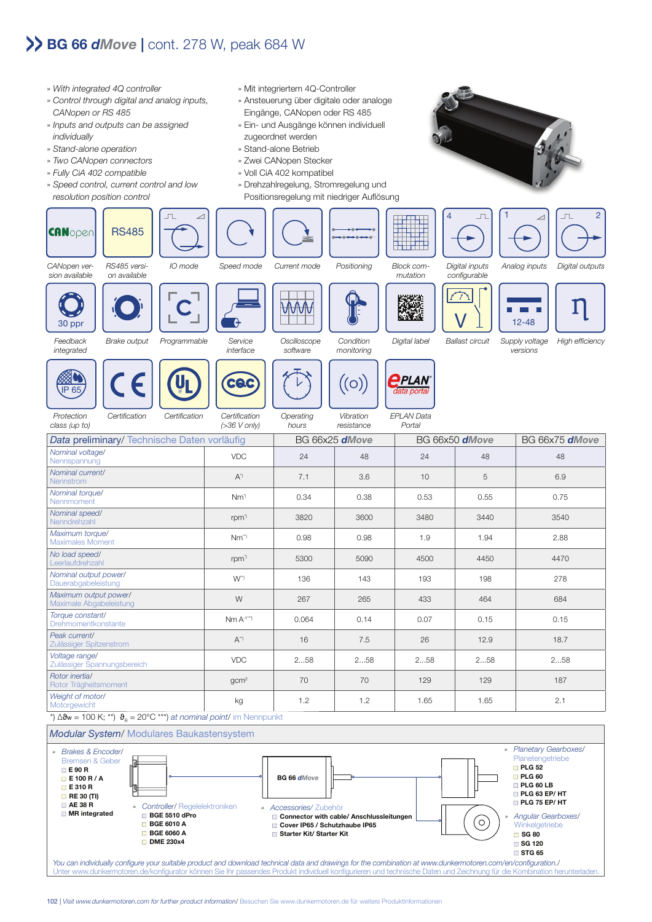# BG 66 dMove | cont. 278 W, peak 684 W

- » With integrated 4Q controller
- » Control through digital and analog inputs, CANopen or RS 485
- » Inputs and outputs can be assigned individually
- » Stand-alone operation
- » Two CANopen connectors
- » Fully CiA 402 compatible
- » Speed control, current control and low resolution position control

- » Mit integriertem 4Q-Controller
- » Ansteuerung über digitale oder analoge Eingänge, CANopen oder RS 485
- » Ein- und Ausgänge können individuell zugeordnet werden
- » Stand-alone Betrieb
- » Zwei CANopen Stecker
- » Voll CiA 402 kompatibel
- » Drehzahlregelung, Stromregelung und Positionsregelung mit niedriger Auflösung

CANopen version available · RS485 version available · IO mode · Speed mode · Current mode · Positioning · Block commutation · Digital inputs configurable (4) · Analog inputs (1) · Digital outputs (2)

Feedback integrated (30 ppr) · Brake output · Programmable · Service interface · Oscilloscope software · Condition monitoring · Digital label · Ballast circuit · Supply voltage versions (12-48) · High efficiency

Protection class (up to) IP 65 · Certification (CE) · Certification (UL) · Certification (>36 V only) (CQC) · Operating hours · Vibration resistance · EPLAN Data Portal

| Data preliminary/ Technische Daten vorläufig | | BG 66x25 dMove | | BG 66x50 dMove | | BG 66x75 dMove |
|---|---|---|---|---|---|---|
| Nominal voltage/ Nennspannung | VDC | 24 | 48 | 24 | 48 | 48 |
| Nominal current/ Nennstrom | A*) | 7.1 | 3.6 | 10 | 5 | 6.9 |
| Nominal torque/ Nennmoment | Nm*) | 0.34 | 0.38 | 0.53 | 0.55 | 0.75 |
| Nominal speed/ Nenndrehzahl | rpm*) | 3820 | 3600 | 3480 | 3440 | 3540 |
| Maximum torque/ Maximales Moment | Nm**) | 0.98 | 0.98 | 1.9 | 1.94 | 2.88 |
| No load speed/ Leerlaufdrehzahl | rpm*) | 5300 | 5090 | 4500 | 4450 | 4470 |
| Nominal output power/ Dauerabgabeleistung | W*) | 136 | 143 | 193 | 198 | 278 |
| Maximum output power/ Maximale Abgabeleistung | W | 267 | 265 | 433 | 464 | 684 |
| Torque constant/ Drehmomentkonstante | Nm A-1***) | 0.064 | 0.14 | 0.07 | 0.15 | 0.15 |
| Peak current/ Zulässiger Spitzenstrom | A**) | 16 | 7.5 | 26 | 12.9 | 18.7 |
| Voltage range/ Zulässiger Spannungsbereich | VDC | 2...58 | 2...58 | 2...58 | 2...58 | 2...58 |
| Rotor inertia/ Rotor Trägheitsmoment | gcm² | 70 | 70 | 129 | 129 | 187 |
| Weight of motor/ Motorgewicht | kg | 1.2 | 1.2 | 1.65 | 1.65 | 2.1 |

*) $\Delta\vartheta_W$ = 100 K; **) $\vartheta_R$ = 20°C ***) at nominal point/ im Nennpunkt

## Modular System/ Modulares Baukastensystem

» Brakes & Encoder/ Bremsen & Geber
- E 90 R
- E 100 R / A
- E 310 R
- RE 30 (TI)
- AE 38 R
- MR integrated

» Controller/ Regelelektroniken
- BGE 5510 dPro
- BGE 6010 A
- BGE 6060 A
- DME 230x4

BG 66 dMove

» Accessories/ Zubehör
- Connector with cable/ Anschlussleitungen
- Cover IP65 / Schutzhaube IP65
- Starter Kit/ Starter Kit

» Planetary Gearboxes/ Planetengetriebe
- PLG 52
- PLG 60
- PLG 60 LB
- PLG 63 EP/ HT
- PLG 75 EP/ HT

» Angular Gearboxes/ Winkelgetriebe
- SG 80
- SG 120
- STG 65

You can individually configure your suitable product and download technical data and drawings for the combination at www.dunkermotoren.com/en/configuration./
Unter www.dunkermotoren.de/konfigurator können Sie Ihr passendes Produkt individuell konfigurieren und technische Daten und Zeichnung für die Kombination herunterladen.

Visit www.dunkermotoren.com for further product information/ Besuchen Sie www.dunkermotoren.de für weitere Produktinformationen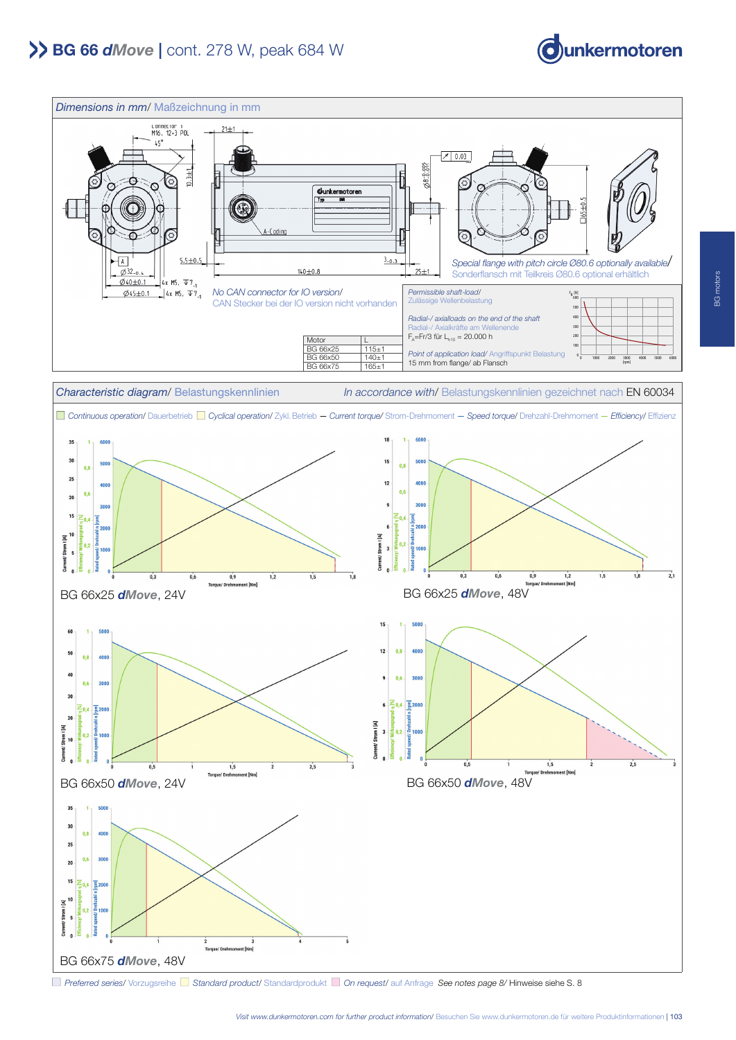# BG 66 dMove | cont. 278 W, peak 684 W

## Dimensions in mm/ Maßzeichnung in mm

Connector
M16, 12+3 POL
45°
21±1
10.3±1
A-Coding
A
5.5±0.5
Ø32₋₀.₁
Ø40±0.1
Ø45±0.1
4x M5, ▽7₋₁
4x M5, ▽7₋₁
140±0.8
3₋₀.₃
25±1
Ø8₋₀.₀₁₁
0.03
□65±0.5

No CAN connector for IO version/
CAN Stecker bei der IO version nicht vorhanden

Special flange with pitch circle Ø80.6 optionally available/
Sonderflansch mit Teilkreis Ø80.6 optional erhältlich

| Motor | L |
|---|---|
| BG 66x25 | 115±1 |
| BG 66x50 | 140±1 |
| BG 66x75 | 165±1 |

Permissible shaft-load/
Zulässige Wellenbelastung

Radial-/ axialloads on the end of the shaft
Radial-/ Axialkräfte am Wellenende
$F_A$=Fr/3 für $L_{h10}$ = 20.000 h

Point of application load/ Angriffspunkt Belastung
15 mm from flange/ ab Flansch

## Characteristic diagram/ Belastungskennlinien

In accordance with/ Belastungskennlinien gezeichnet nach EN 60034

Continuous operation/ Dauerbetrieb — Cyclical operation/ Zykl. Betrieb — Current torque/ Strom-Drehmoment — Speed torque/ Drehzahl-Drehmoment — Efficiency/ Effizienz

Current/ Strom I [A]
Efficiency/ Wirkungsgrad η [%]
Rated speed/ Drehzahl n [rpm]
Torque/ Drehmoment [Nm]

BG 66x25 **dMove**, 24V

BG 66x25 **dMove**, 48V

BG 66x50 **dMove**, 24V

BG 66x50 **dMove**, 48V

BG 66x75 **dMove**, 48V

Preferred series/ Vorzugsreihe   Standard product/ Standardprodukt   On request/ auf Anfrage   See notes page 8/ Hinweise siehe S. 8

Visit www.dunkermotoren.com for further product information/ Besuchen Sie www.dunkermotoren.de für weitere Produktinformationen